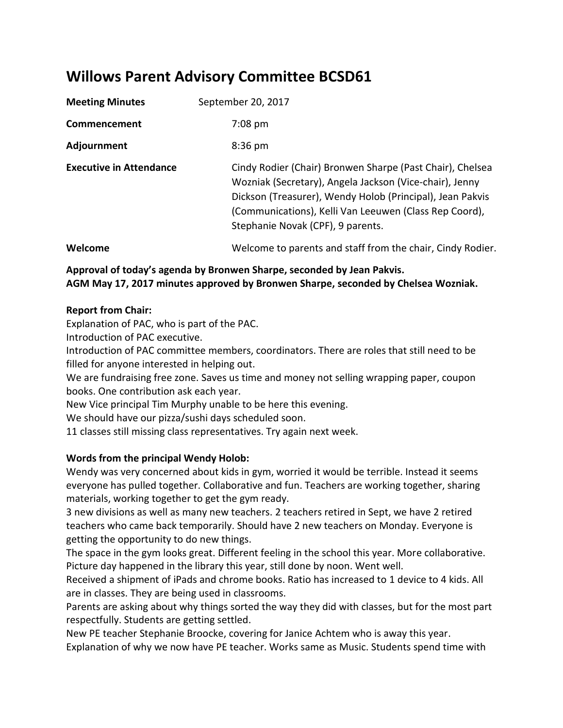# Willows Parent Advisory Committee BCSD61

| | |
|---|---|
| **Meeting Minutes** | September 20, 2017 |
| **Commencement** | 7:08 pm |
| **Adjournment** | 8:36 pm |
| **Executive in Attendance** | Cindy Rodier (Chair) Bronwen Sharpe (Past Chair), Chelsea Wozniak (Secretary), Angela Jackson (Vice-chair), Jenny Dickson (Treasurer), Wendy Holob (Principal), Jean Pakvis (Communications), Kelli Van Leeuwen (Class Rep Coord), Stephanie Novak (CPF), 9 parents. |
| **Welcome** | Welcome to parents and staff from the chair, Cindy Rodier. |

**Approval of today's agenda by Bronwen Sharpe, seconded by Jean Pakvis.**
**AGM May 17, 2017 minutes approved by Bronwen Sharpe, seconded by Chelsea Wozniak.**

**Report from Chair:**
Explanation of PAC, who is part of the PAC.
Introduction of PAC executive.
Introduction of PAC committee members, coordinators. There are roles that still need to be filled for anyone interested in helping out.
We are fundraising free zone. Saves us time and money not selling wrapping paper, coupon books. One contribution ask each year.
New Vice principal Tim Murphy unable to be here this evening.
We should have our pizza/sushi days scheduled soon.
11 classes still missing class representatives. Try again next week.

**Words from the principal Wendy Holob:**
Wendy was very concerned about kids in gym, worried it would be terrible. Instead it seems everyone has pulled together. Collaborative and fun. Teachers are working together, sharing materials, working together to get the gym ready.
3 new divisions as well as many new teachers. 2 teachers retired in Sept, we have 2 retired teachers who came back temporarily. Should have 2 new teachers on Monday. Everyone is getting the opportunity to do new things.
The space in the gym looks great. Different feeling in the school this year. More collaborative. Picture day happened in the library this year, still done by noon. Went well.
Received a shipment of iPads and chrome books. Ratio has increased to 1 device to 4 kids. All are in classes. They are being used in classrooms.
Parents are asking about why things sorted the way they did with classes, but for the most part respectfully. Students are getting settled.
New PE teacher Stephanie Broocke, covering for Janice Achtem who is away this year. Explanation of why we now have PE teacher. Works same as Music. Students spend time with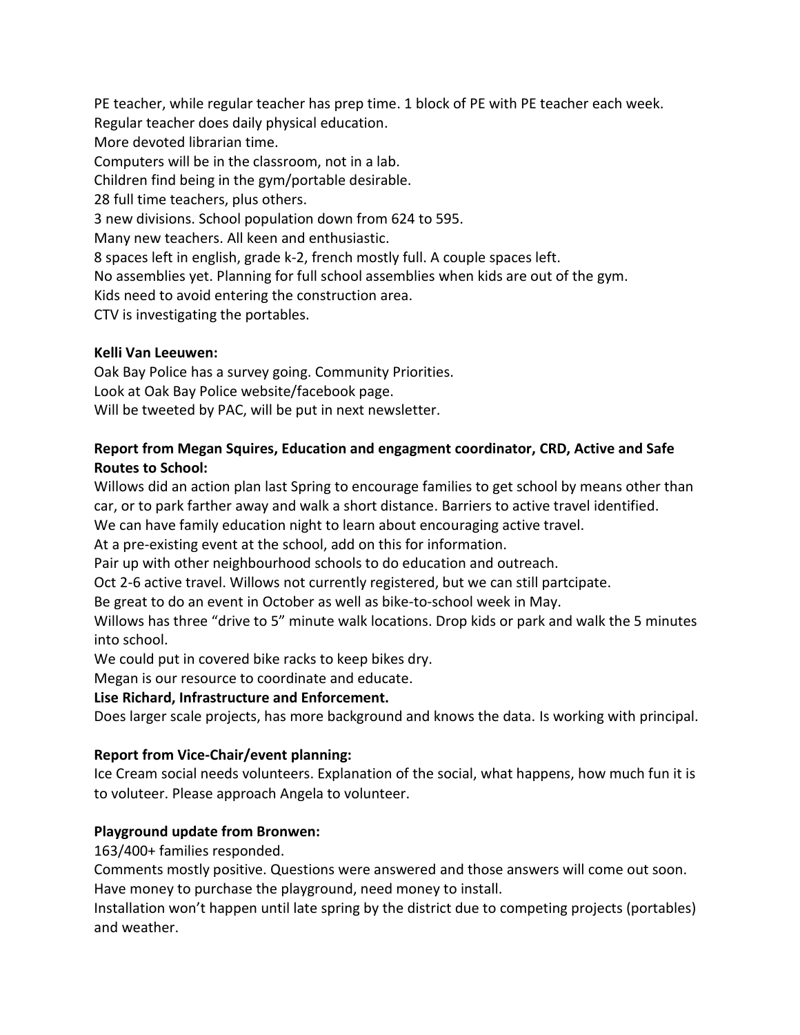PE teacher, while regular teacher has prep time. 1 block of PE with PE teacher each week.
Regular teacher does daily physical education.
More devoted librarian time.
Computers will be in the classroom, not in a lab.
Children find being in the gym/portable desirable.
28 full time teachers, plus others.
3 new divisions. School population down from 624 to 595.
Many new teachers. All keen and enthusiastic.
8 spaces left in english, grade k-2, french mostly full. A couple spaces left.
No assemblies yet. Planning for full school assemblies when kids are out of the gym.
Kids need to avoid entering the construction area.
CTV is investigating the portables.

**Kelli Van Leeuwen:**
Oak Bay Police has a survey going. Community Priorities.
Look at Oak Bay Police website/facebook page.
Will be tweeted by PAC, will be put in next newsletter.

**Report from Megan Squires, Education and engagment coordinator, CRD, Active and Safe Routes to School:**
Willows did an action plan last Spring to encourage families to get school by means other than car, or to park farther away and walk a short distance. Barriers to active travel identified.
We can have family education night to learn about encouraging active travel.
At a pre-existing event at the school, add on this for information.
Pair up with other neighbourhood schools to do education and outreach.
Oct 2-6 active travel. Willows not currently registered, but we can still partcipate.
Be great to do an event in October as well as bike-to-school week in May.
Willows has three "drive to 5" minute walk locations. Drop kids or park and walk the 5 minutes into school.
We could put in covered bike racks to keep bikes dry.
Megan is our resource to coordinate and educate.

**Lise Richard, Infrastructure and Enforcement.**
Does larger scale projects, has more background and knows the data. Is working with principal.

**Report from Vice-Chair/event planning:**
Ice Cream social needs volunteers. Explanation of the social, what happens, how much fun it is to voluteer. Please approach Angela to volunteer.

**Playground update from Bronwen:**
163/400+ families responded.
Comments mostly positive. Questions were answered and those answers will come out soon.
Have money to purchase the playground, need money to install.
Installation won't happen until late spring by the district due to competing projects (portables) and weather.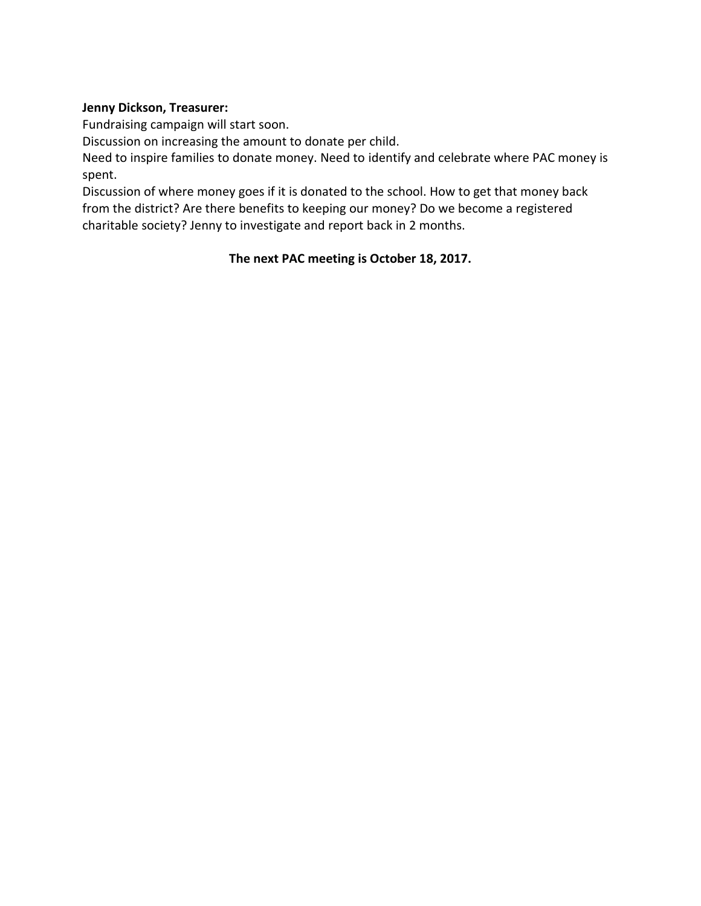**Jenny Dickson, Treasurer:**

Fundraising campaign will start soon.

Discussion on increasing the amount to donate per child.

Need to inspire families to donate money. Need to identify and celebrate where PAC money is spent.

Discussion of where money goes if it is donated to the school. How to get that money back from the district? Are there benefits to keeping our money? Do we become a registered charitable society? Jenny to investigate and report back in 2 months.

**The next PAC meeting is October 18, 2017.**